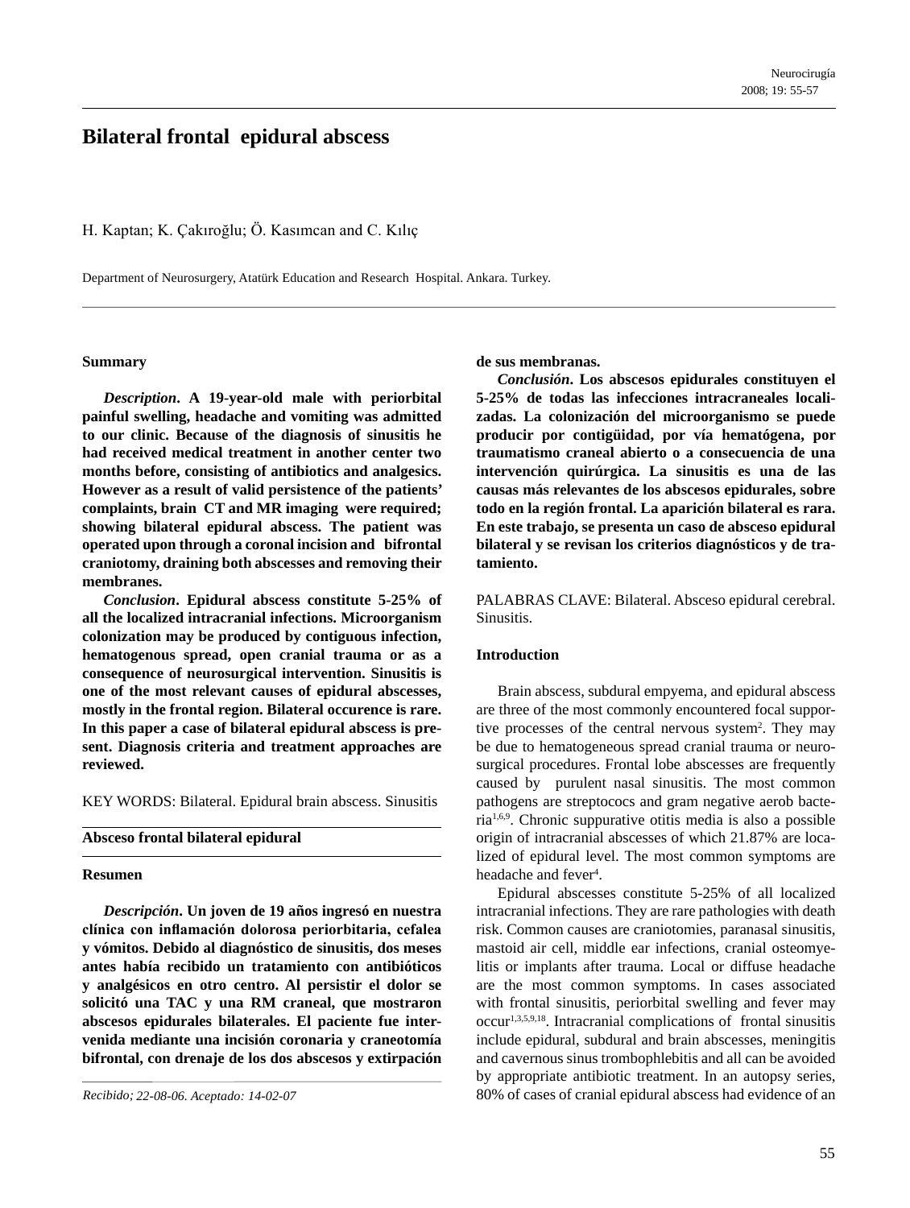# Bilateral frontal epidural abscess

H. Kaptan; K. Çakıroğlu; Ö. Kasımcan and C. Kılıç

Department of Neurosurgery, Atatürk Education and Research Hospital. Ankara. Turkey.

## Summary

***Description*. A 19-year-old male with periorbital painful swelling, headache and vomiting was admitted to our clinic. Because of the diagnosis of sinusitis he had received medical treatment in another center two months before, consisting of antibiotics and analgesics. However as a result of valid persistence of the patients' complaints, brain CT and MR imaging were required; showing bilateral epidural abscess. The patient was operated upon through a coronal incision and bifrontal craniotomy, draining both abscesses and removing their membranes.**

***Conclusion*. Epidural abscess constitute 5-25% of all the localized intracranial infections. Microorganism colonization may be produced by contiguous infection, hematogenous spread, open cranial trauma or as a consequence of neurosurgical intervention. Sinusitis is one of the most relevant causes of epidural abscesses, mostly in the frontal region. Bilateral occurence is rare. In this paper a case of bilateral epidural abscess is present. Diagnosis criteria and treatment approaches are reviewed.**

KEY WORDS: Bilateral. Epidural brain abscess. Sinusitis

## Absceso frontal bilateral epidural

### Resumen

***Descripción*. Un joven de 19 años ingresó en nuestra clínica con inflamación dolorosa periorbitaria, cefalea y vómitos. Debido al diagnóstico de sinusitis, dos meses antes había recibido un tratamiento con antibióticos y analgésicos en otro centro. Al persistir el dolor se solicitó una TAC y una RM craneal, que mostraron abscesos epidurales bilaterales. El paciente fue intervenida mediante una incisión coronaria y craneotomía bifrontal, con drenaje de los dos abscesos y extirpación de sus membranas.**

***Conclusión*. Los abscesos epidurales constituyen el 5-25% de todas las infecciones intracraneales localizadas. La colonización del microorganismo se puede producir por contigüidad, por vía hematógena, por traumatismo craneal abierto o a consecuencia de una intervención quirúrgica. La sinusitis es una de las causas más relevantes de los abscesos epidurales, sobre todo en la región frontal. La aparición bilateral es rara. En este trabajo, se presenta un caso de absceso epidural bilateral y se revisan los criterios diagnósticos y de tratamiento.**

PALABRAS CLAVE: Bilateral. Absceso epidural cerebral. Sinusitis.

*Recibido; 22-08-06. Aceptado: 14-02-07*

## Introduction

Brain abscess, subdural empyema, and epidural abscess are three of the most commonly encountered focal supportive processes of the central nervous system[2]. They may be due to hematogeneous spread cranial trauma or neurosurgical procedures. Frontal lobe abscesses are frequently caused by purulent nasal sinusitis. The most common pathogens are streptococs and gram negative aerob bacteria[1,6,9]. Chronic suppurative otitis media is also a possible origin of intracranial abscesses of which 21.87% are localized of epidural level. The most common symptoms are headache and fever[4].

Epidural abscesses constitute 5-25% of all localized intracranial infections. They are rare pathologies with death risk. Common causes are craniotomies, paranasal sinusitis, mastoid air cell, middle ear infections, cranial osteomyelitis or implants after trauma. Local or diffuse headache are the most common symptoms. In cases associated with frontal sinusitis, periorbital swelling and fever may occur[1,3,5,9,18]. Intracranial complications of frontal sinusitis include epidural, subdural and brain abscesses, meningitis and cavernous sinus trombophlebitis and all can be avoided by appropriate antibiotic treatment. In an autopsy series, 80% of cases of cranial epidural abscess had evidence of an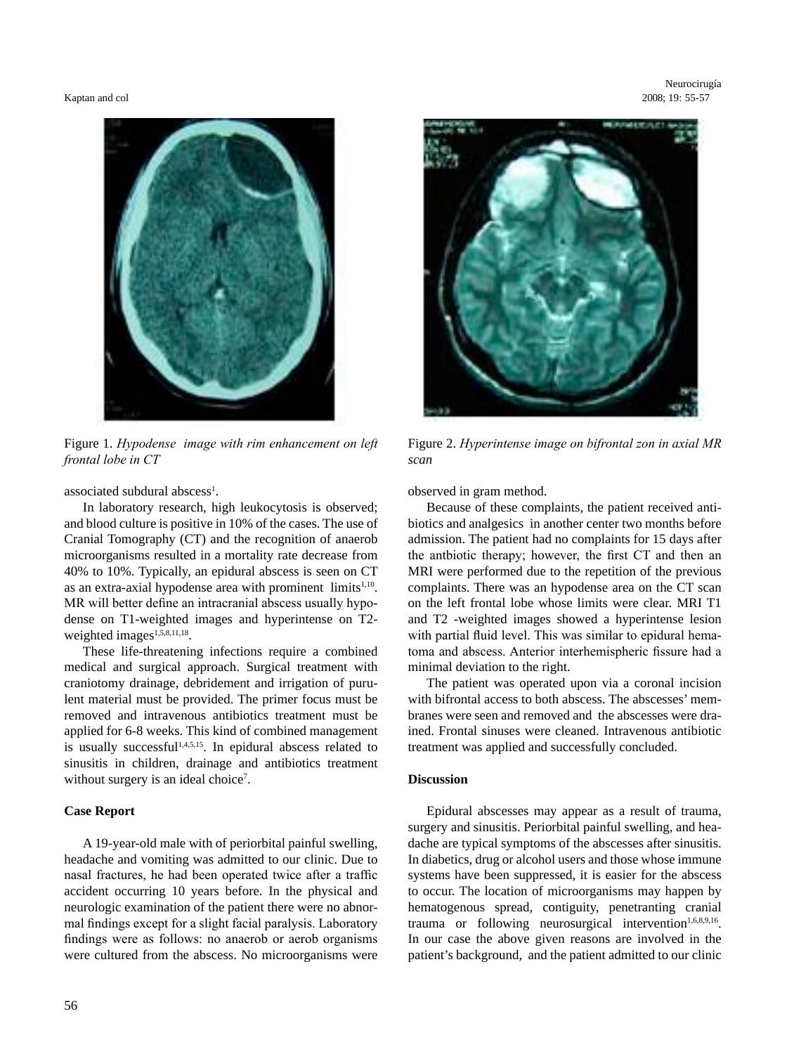Figure 1. *Hypodense image with rim enhancement on left frontal lobe in CT*

Figure 2. *Hyperintense image on bifrontal zon in axial MR scan*

associated subdural abscess[1].

In laboratory research, high leukocytosis is observed; and blood culture is positive in 10% of the cases. The use of Cranial Tomography (CT) and the recognition of anaerob microorganisms resulted in a mortality rate decrease from 40% to 10%. Typically, an epidural abscess is seen on CT as an extra-axial hypodense area with prominent limits[1,10]. MR will better define an intracranial abscess usually hypodense on T1-weighted images and hyperintense on T2-weighted images[1,5,8,11,18].

These life-threatening infections require a combined medical and surgical approach. Surgical treatment with craniotomy drainage, debridement and irrigation of purulent material must be provided. The primer focus must be removed and intravenous antibiotics treatment must be applied for 6-8 weeks. This kind of combined management is usually successful[1,4,5,15]. In epidural abscess related to sinusitis in children, drainage and antibiotics treatment without surgery is an ideal choice[7].

**Case Report**

A 19-year-old male with of periorbital painful swelling, headache and vomiting was admitted to our clinic. Due to nasal fractures, he had been operated twice after a traffic accident occurring 10 years before. In the physical and neurologic examination of the patient there were no abnormal findings except for a slight facial paralysis. Laboratory findings were as follows: no anaerob or aerob organisms were cultured from the abscess. No microorganisms were observed in gram method.

Because of these complaints, the patient received antibiotics and analgesics in another center two months before admission. The patient had no complaints for 15 days after the antbiotic therapy; however, the first CT and then an MRI were performed due to the repetition of the previous complaints. There was an hypodense area on the CT scan on the left frontal lobe whose limits were clear. MRI T1 and T2 -weighted images showed a hyperintense lesion with partial fluid level. This was similar to epidural hematoma and abscess. Anterior interhemispheric fissure had a minimal deviation to the right.

The patient was operated upon via a coronal incision with bifrontal access to both abscess. The abscesses' membranes were seen and removed and the abscesses were drained. Frontal sinuses were cleaned. Intravenous antibiotic treatment was applied and successfully concluded.

**Discussion**

Epidural abscesses may appear as a result of trauma, surgery and sinusitis. Periorbital painful swelling, and headache are typical symptoms of the abscesses after sinusitis. In diabetics, drug or alcohol users and those whose immune systems have been suppressed, it is easier for the abscess to occur. The location of microorganisms may happen by hematogenous spread, contiguity, penetranting cranial trauma or following neurosurgical intervention[1,6,8,9,16]. In our case the above given reasons are involved in the patient's background, and the patient admitted to our clinic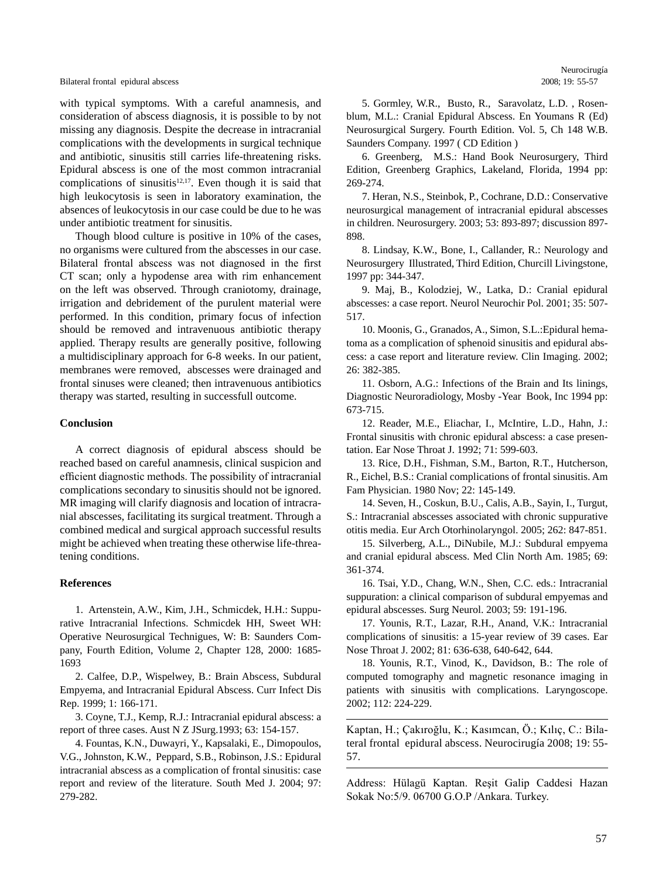with typical symptoms. With a careful anamnesis, and consideration of abscess diagnosis, it is possible to by not missing any diagnosis. Despite the decrease in intracranial complications with the developments in surgical technique and antibiotic, sinusitis still carries life-threatening risks. Epidural abscess is one of the most common intracranial complications of sinusitis[12,17]. Even though it is said that high leukocytosis is seen in laboratory examination, the absences of leukocytosis in our case could be due to he was under antibiotic treatment for sinusitis.

Though blood culture is positive in 10% of the cases, no organisms were cultured from the abscesses in our case. Bilateral frontal abscess was not diagnosed in the first CT scan; only a hypodense area with rim enhancement on the left was observed. Through craniotomy, drainage, irrigation and debridement of the purulent material were performed. In this condition, primary focus of infection should be removed and intravenuous antibiotic therapy applied. Therapy results are generally positive, following a multidisciplinary approach for 6-8 weeks. In our patient, membranes were removed, abscesses were drainaged and frontal sinuses were cleaned; then intravenuous antibiotics therapy was started, resulting in successfull outcome.

## Conclusion

A correct diagnosis of epidural abscess should be reached based on careful anamnesis, clinical suspicion and efficient diagnostic methods. The possibility of intracranial complications secondary to sinusitis should not be ignored. MR imaging will clarify diagnosis and location of intracranial abscesses, facilitating its surgical treatment. Through a combined medical and surgical approach successful results might be achieved when treating these otherwise life-threatening conditions.

## References

1. Artenstein, A.W., Kim, J.H., Schmicdek, H.H.: Suppurative Intracranial Infections. Schmicdek HH, Sweet WH: Operative Neurosurgical Technigues, W: B: Saunders Company, Fourth Edition, Volume 2, Chapter 128, 2000: 1685-1693
2. Calfee, D.P., Wispelwey, B.: Brain Abscess, Subdural Empyema, and Intracranial Epidural Abscess. Curr Infect Dis Rep. 1999; 1: 166-171.
3. Coyne, T.J., Kemp, R.J.: Intracranial epidural abscess: a report of three cases. Aust N Z JSurg.1993; 63: 154-157.
4. Fountas, K.N., Duwayri, Y., Kapsalaki, E., Dimopoulos, V.G., Johnston, K.W., Peppard, S.B., Robinson, J.S.: Epidural intracranial abscess as a complication of frontal sinusitis: case report and review of the literature. South Med J. 2004; 97: 279-282.
5. Gormley, W.R., Busto, R., Saravolatz, L.D. , Rosenblum, M.L.: Cranial Epidural Abscess. En Youmans R (Ed) Neurosurgical Surgery. Fourth Edition. Vol. 5, Ch 148 W.B. Saunders Company. 1997 ( CD Edition )
6. Greenberg, M.S.: Hand Book Neurosurgery, Third Edition, Greenberg Graphics, Lakeland, Florida, 1994 pp: 269-274.
7. Heran, N.S., Steinbok, P., Cochrane, D.D.: Conservative neurosurgical management of intracranial epidural abscesses in children. Neurosurgery. 2003; 53: 893-897; discussion 897-898.
8. Lindsay, K.W., Bone, I., Callander, R.: Neurology and Neurosurgery Illustrated, Third Edition, Churcill Livingstone, 1997 pp: 344-347.
9. Maj, B., Kolodziej, W., Latka, D.: Cranial epidural abscesses: a case report. Neurol Neurochir Pol. 2001; 35: 507-517.
10. Moonis, G., Granados, A., Simon, S.L.:Epidural hematoma as a complication of sphenoid sinusitis and epidural abscess: a case report and literature review. Clin Imaging. 2002; 26: 382-385.
11. Osborn, A.G.: Infections of the Brain and Its linings, Diagnostic Neuroradiology, Mosby -Year Book, Inc 1994 pp: 673-715.
12. Reader, M.E., Eliachar, I., McIntire, L.D., Hahn, J.: Frontal sinusitis with chronic epidural abscess: a case presentation. Ear Nose Throat J. 1992; 71: 599-603.
13. Rice, D.H., Fishman, S.M., Barton, R.T., Hutcherson, R., Eichel, B.S.: Cranial complications of frontal sinusitis. Am Fam Physician. 1980 Nov; 22: 145-149.
14. Seven, H., Coskun, B.U., Calis, A.B., Sayin, I., Turgut, S.: Intracranial abscesses associated with chronic suppurative otitis media. Eur Arch Otorhinolaryngol. 2005; 262: 847-851.
15. Silverberg, A.L., DiNubile, M.J.: Subdural empyema and cranial epidural abscess. Med Clin North Am. 1985; 69: 361-374.
16. Tsai, Y.D., Chang, W.N., Shen, C.C. eds.: Intracranial suppuration: a clinical comparison of subdural empyemas and epidural abscesses. Surg Neurol. 2003; 59: 191-196.
17. Younis, R.T., Lazar, R.H., Anand, V.K.: Intracranial complications of sinusitis: a 15-year review of 39 cases. Ear Nose Throat J. 2002; 81: 636-638, 640-642, 644.
18. Younis, R.T., Vinod, K., Davidson, B.: The role of computed tomography and magnetic resonance imaging in patients with sinusitis with complications. Laryngoscope. 2002; 112: 224-229.

---

Kaptan, H.; Çakıroğlu, K.; Kasımcan, Ö.; Kılıç, C.: Bilateral frontal epidural abscess. Neurocirugía 2008; 19: 55-57.

---

Address: Hülagü Kaptan. Reşit Galip Caddesi Hazan Sokak No:5/9. 06700 G.O.P /Ankara. Turkey.